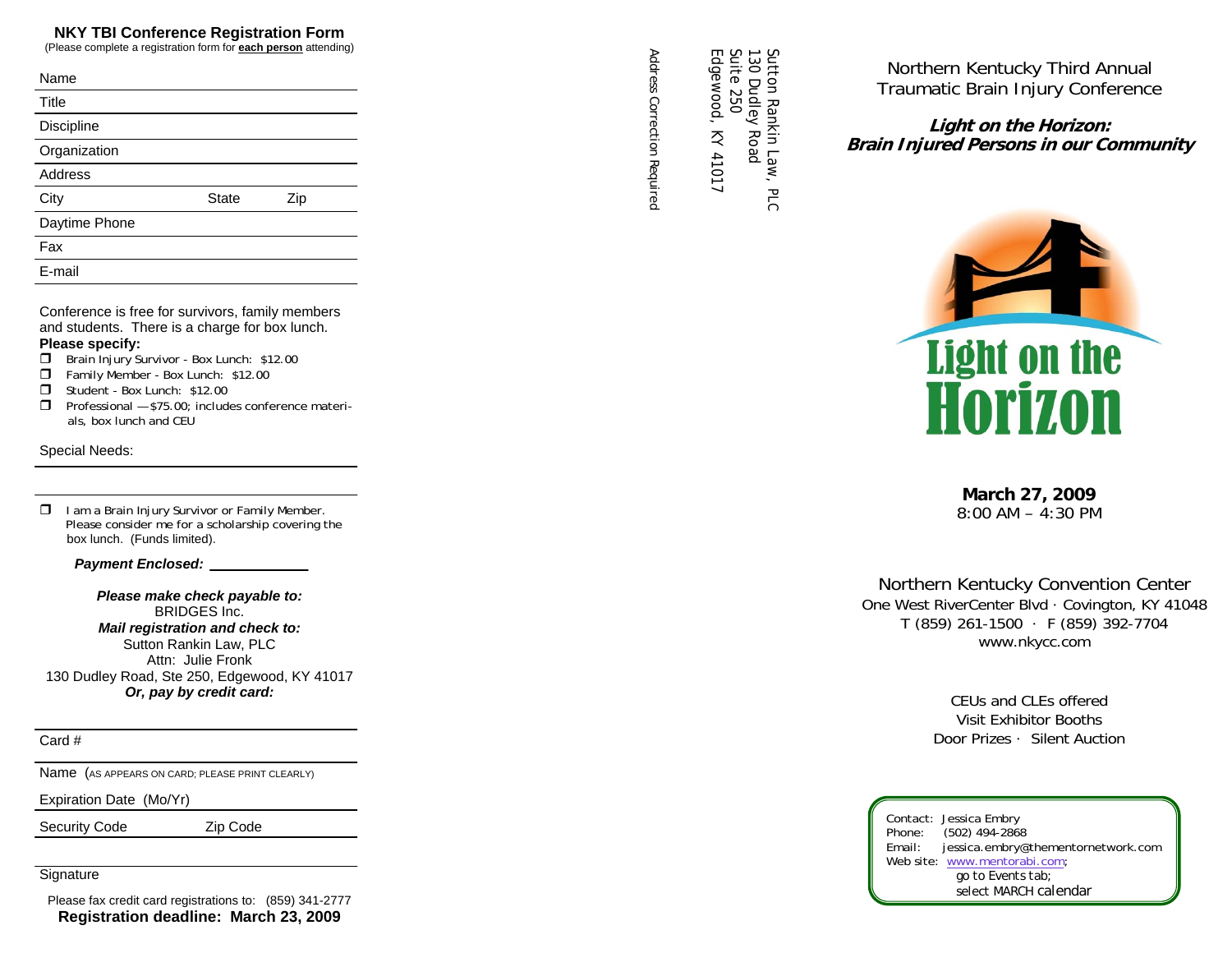## NKY TBI Conference Registration Form

(Please complete a registration form for **each person** attending)

Name

Title

Discipline

Organization

Address

City State Zip

Daytime Phone

Fax

E-mail

Conference is free for survivors, family members and students. There is a charge for box lunch.

**Please specify:**

- ❒ Brain Injury Survivor - Box Lunch: $12.00
- ❒ Family Member - Box Lunch: $12.00
- ❒ Student - Box Lunch: $12.00
- ❒ Professional —$75.00; includes conference materials, box lunch and CEU

Special Needs:

❒ I am a Brain Injury Survivor or Family Member. Please consider me for a scholarship covering the box lunch. (Funds limited).

***Payment Enclosed:*** ____________

***Please make check payable to:***
BRIDGES Inc.
***Mail registration and check to:***
Sutton Rankin Law, PLC
Attn: Julie Fronk
130 Dudley Road, Ste 250, Edgewood, KY 41017
***Or, pay by credit card:***

Card #

Name (AS APPEARS ON CARD; PLEASE PRINT CLEARLY)

Expiration Date (Mo/Yr)

Security Code Zip Code

Signature

Please fax credit card registrations to: (859) 341-2777

**Registration deadline: March 23, 2009**

Sutton Rankin Law, PLC
130 Dudley Road
Suite 250
Edgewood, KY 41017

Address Correction Required

# Northern Kentucky Third Annual Traumatic Brain Injury Conference

## *Light on the Horizon: Brain Injured Persons in our Community*

Light on the Horizon

**March 27, 2009**
8:00 AM – 4:30 PM

Northern Kentucky Convention Center
One West RiverCenter Blvd · Covington, KY 41048
T (859) 261-1500 · F (859) 392-7704
www.nkycc.com

CEUs and CLEs offered
Visit Exhibitor Booths
Door Prizes · Silent Auction

Contact: Jessica Embry
Phone: (502) 494-2868
Email: jessica.embry@thementornetwork.com
Web site: www.mentorabi.com;
go to Events tab;
select MARCH calendar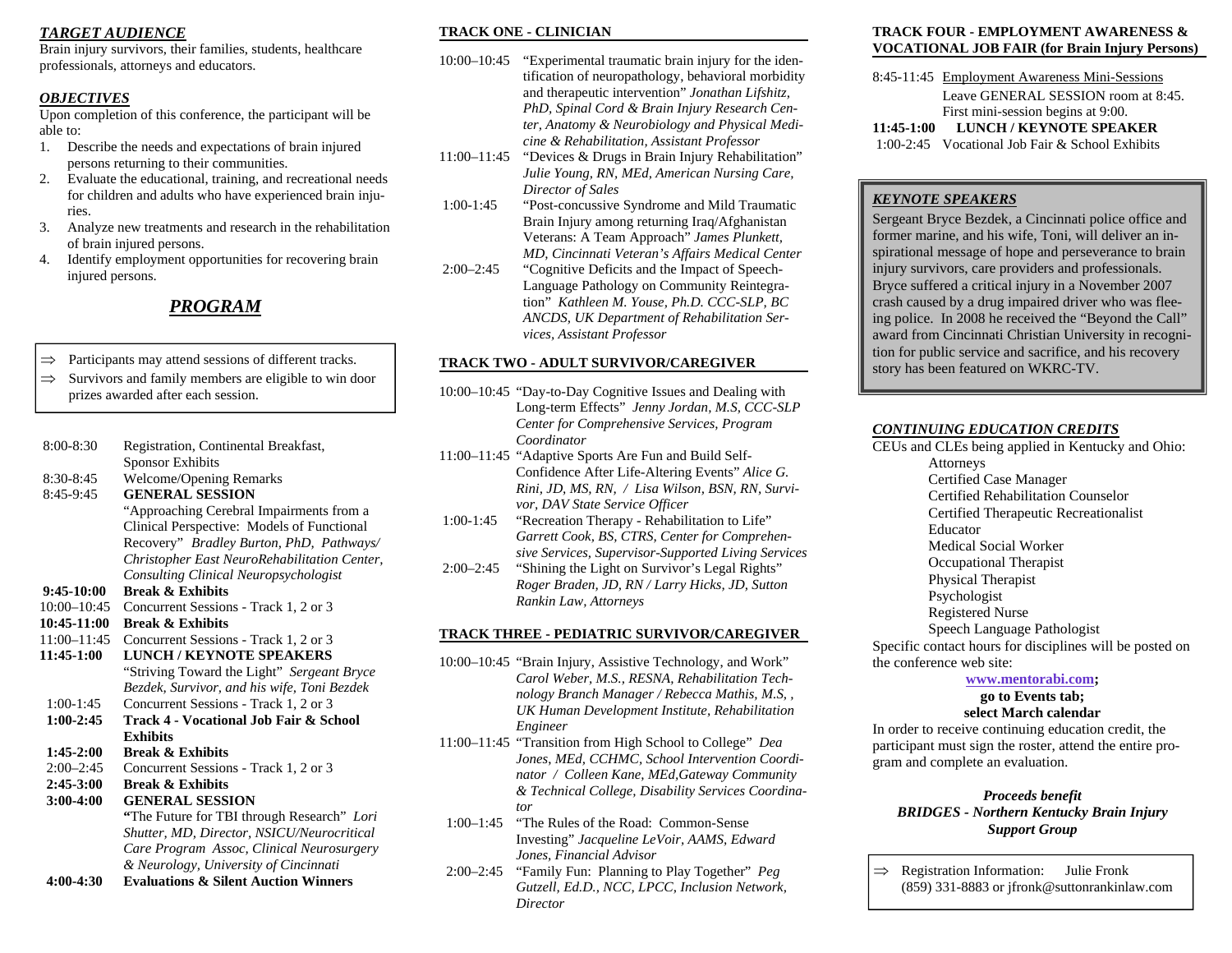### *TARGET AUDIENCE*

Brain injury survivors, their families, students, healthcare professionals, attorneys and educators.

### *OBJECTIVES*

Upon completion of this conference, the participant will be able to:

1. Describe the needs and expectations of brain injured persons returning to their communities.
2. Evaluate the educational, training, and recreational needs for children and adults who have experienced brain injuries.
3. Analyze new treatments and research in the rehabilitation of brain injured persons.
4. Identify employment opportunities for recovering brain injured persons.

## *PROGRAM*

⇒ Participants may attend sessions of different tracks.

⇒ Survivors and family members are eligible to win door prizes awarded after each session.

| | |
|---|---|
| 8:00-8:30 | Registration, Continental Breakfast, Sponsor Exhibits |
| 8:30-8:45 | Welcome/Opening Remarks |
| 8:45-9:45 | **GENERAL SESSION** "Approaching Cerebral Impairments from a Clinical Perspective: Models of Functional Recovery" *Bradley Burton, PhD, Pathways/ Christopher East NeuroRehabilitation Center, Consulting Clinical Neuropsychologist* |
| **9:45-10:00** | **Break & Exhibits** |
| 10:00–10:45 | Concurrent Sessions - Track 1, 2 or 3 |
| **10:45-11:00** | **Break & Exhibits** |
| 11:00–11:45 | Concurrent Sessions - Track 1, 2 or 3 |
| **11:45-1:00** | **LUNCH / KEYNOTE SPEAKERS** "Striving Toward the Light" *Sergeant Bryce Bezdek, Survivor, and his wife, Toni Bezdek* |
| 1:00-1:45 | Concurrent Sessions - Track 1, 2 or 3 |
| **1:00-2:45** | **Track 4 - Vocational Job Fair & School Exhibits** |
| **1:45-2:00** | **Break & Exhibits** |
| 2:00–2:45 | Concurrent Sessions - Track 1, 2 or 3 |
| **2:45-3:00** | **Break & Exhibits** |
| **3:00-4:00** | **GENERAL SESSION** **"**The Future for TBI through Research" *Lori Shutter, MD, Director, NSICU/Neurocritical Care Program Assoc, Clinical Neurosurgery & Neurology, University of Cincinnati* |
| **4:00-4:30** | **Evaluations & Silent Auction Winners** |

### TRACK ONE - CLINICIAN

| | |
|---|---|
| 10:00–10:45 | "Experimental traumatic brain injury for the identification of neuropathology, behavioral morbidity and therapeutic intervention" *Jonathan Lifshitz, PhD, Spinal Cord & Brain Injury Research Center, Anatomy & Neurobiology and Physical Medicine & Rehabilitation, Assistant Professor* |
| 11:00–11:45 | "Devices & Drugs in Brain Injury Rehabilitation" *Julie Young, RN, MEd, American Nursing Care, Director of Sales* |
| 1:00-1:45 | "Post-concussive Syndrome and Mild Traumatic Brain Injury among returning Iraq/Afghanistan Veterans: A Team Approach" *James Plunkett, MD, Cincinnati Veteran's Affairs Medical Center* |
| 2:00–2:45 | "Cognitive Deficits and the Impact of Speech-Language Pathology on Community Reintegration" *Kathleen M. Youse, Ph.D. CCC-SLP, BC ANCDS, UK Department of Rehabilitation Services, Assistant Professor* |

### TRACK TWO - ADULT SURVIVOR/CAREGIVER

| | |
|---|---|
| 10:00–10:45 | "Day-to-Day Cognitive Issues and Dealing with Long-term Effects" *Jenny Jordan, M.S, CCC-SLP Center for Comprehensive Services, Program Coordinator* |
| 11:00–11:45 | "Adaptive Sports Are Fun and Build Self-Confidence After Life-Altering Events" *Alice G. Rini, JD, MS, RN, / Lisa Wilson, BSN, RN, Survivor, DAV State Service Officer* |
| 1:00-1:45 | "Recreation Therapy - Rehabilitation to Life" *Garrett Cook, BS, CTRS, Center for Comprehensive Services, Supervisor-Supported Living Services* |
| 2:00–2:45 | "Shining the Light on Survivor's Legal Rights" *Roger Braden, JD, RN / Larry Hicks, JD, Sutton Rankin Law, Attorneys* |

### TRACK THREE - PEDIATRIC SURVIVOR/CAREGIVER

| | |
|---|---|
| 10:00–10:45 | "Brain Injury, Assistive Technology, and Work" *Carol Weber, M.S., RESNA, Rehabilitation Technology Branch Manager / Rebecca Mathis, M.S, , UK Human Development Institute, Rehabilitation Engineer* |
| 11:00–11:45 | "Transition from High School to College" *Dea Jones, MEd, CCHMC, School Intervention Coordinator / Colleen Kane, MEd,Gateway Community & Technical College, Disability Services Coordinator* |
| 1:00–1:45 | "The Rules of the Road: Common-Sense Investing" *Jacqueline LeVoir, AAMS, Edward Jones, Financial Advisor* |
| 2:00–2:45 | "Family Fun: Planning to Play Together" *Peg Gutzell, Ed.D., NCC, LPCC, Inclusion Network, Director* |

### TRACK FOUR - EMPLOYMENT AWARENESS & VOCATIONAL JOB FAIR (for Brain Injury Persons)

| | |
|---|---|
| 8:45-11:45 | Employment Awareness Mini-Sessions Leave GENERAL SESSION room at 8:45. First mini-session begins at 9:00. |
| **11:45-1:00** | **LUNCH / KEYNOTE SPEAKER** |
| 1:00-2:45 | Vocational Job Fair & School Exhibits |

### *KEYNOTE SPEAKERS*

Sergeant Bryce Bezdek, a Cincinnati police office and former marine, and his wife, Toni, will deliver an inspirational message of hope and perseverance to brain injury survivors, care providers and professionals. Bryce suffered a critical injury in a November 2007 crash caused by a drug impaired driver who was fleeing police. In 2008 he received the "Beyond the Call" award from Cincinnati Christian University in recognition for public service and sacrifice, and his recovery story has been featured on WKRC-TV.

### *CONTINUING EDUCATION CREDITS*

CEUs and CLEs being applied in Kentucky and Ohio:

- Attorneys
- Certified Case Manager
- Certified Rehabilitation Counselor
- Certified Therapeutic Recreationalist
- Educator
- Medical Social Worker
- Occupational Therapist
- Physical Therapist
- Psychologist
- Registered Nurse
- Speech Language Pathologist

Specific contact hours for disciplines will be posted on the conference web site:

**www.mentorabi.com;**
**go to Events tab;**
**select March calendar**

In order to receive continuing education credit, the participant must sign the roster, attend the entire program and complete an evaluation.

***Proceeds benefit***
***BRIDGES - Northern Kentucky Brain Injury Support Group***

⇒ Registration Information: Julie Fronk (859) 331-8883 or jfronk@suttonrankinlaw.com